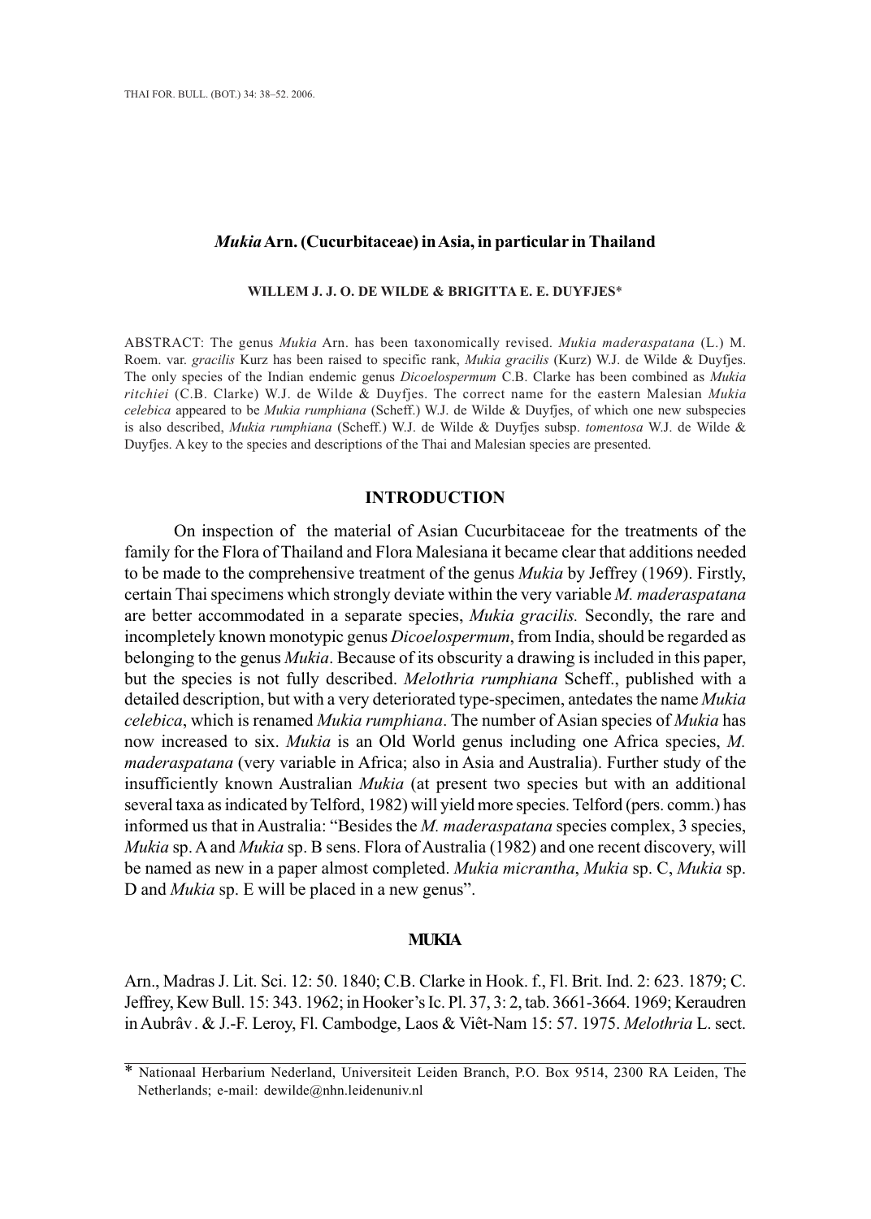# *Mukia* Arn. (Cucurbitaceae) in Asia, in particular in Thailand

**WILLEM J. J. O. DE WILDE & BRIGITTA E. E. DUYFJES***

ABSTRACT: The genus *Mukia* Arn. has been taxonomically revised. *Mukia maderaspatana* (L.) M. Roem. var. *gracilis* Kurz has been raised to specific rank, *Mukia gracilis* (Kurz) W.J. de Wilde & Duyfjes. The only species of the Indian endemic genus *Dicoelospermum* C.B. Clarke has been combined as *Mukia ritchiei* (C.B. Clarke) W.J. de Wilde & Duyfjes. The correct name for the eastern Malesian *Mukia celebica* appeared to be *Mukia rumphiana* (Scheff.) W.J. de Wilde & Duyfjes, of which one new subspecies is also described, *Mukia rumphiana* (Scheff.) W.J. de Wilde & Duyfjes subsp. *tomentosa* W.J. de Wilde & Duyfjes. A key to the species and descriptions of the Thai and Malesian species are presented.

## INTRODUCTION

On inspection of the material of Asian Cucurbitaceae for the treatments of the family for the Flora of Thailand and Flora Malesiana it became clear that additions needed to be made to the comprehensive treatment of the genus *Mukia* by Jeffrey (1969). Firstly, certain Thai specimens which strongly deviate within the very variable *M. maderaspatana* are better accommodated in a separate species, *Mukia gracilis.* Secondly, the rare and incompletely known monotypic genus *Dicoelospermum*, from India, should be regarded as belonging to the genus *Mukia*. Because of its obscurity a drawing is included in this paper, but the species is not fully described. *Melothria rumphiana* Scheff., published with a detailed description, but with a very deteriorated type-specimen, antedates the name *Mukia celebica*, which is renamed *Mukia rumphiana*. The number of Asian species of *Mukia* has now increased to six. *Mukia* is an Old World genus including one Africa species, *M. maderaspatana* (very variable in Africa; also in Asia and Australia). Further study of the insufficiently known Australian *Mukia* (at present two species but with an additional several taxa as indicated by Telford, 1982) will yield more species. Telford (pers. comm.) has informed us that in Australia: "Besides the *M. maderaspatana* species complex, 3 species, *Mukia* sp. A and *Mukia* sp. B sens. Flora of Australia (1982) and one recent discovery, will be named as new in a paper almost completed. *Mukia micrantha*, *Mukia* sp. C, *Mukia* sp. D and *Mukia* sp. E will be placed in a new genus".

## MUKIA

Arn., Madras J. Lit. Sci. 12: 50. 1840; C.B. Clarke in Hook. f., Fl. Brit. Ind. 2: 623. 1879; C. Jeffrey, Kew Bull. 15: 343. 1962; in Hooker's Ic. Pl. 37, 3: 2, tab. 3661-3664. 1969; Keraudren in Aubrâv. & J.-F. Leroy, Fl. Cambodge, Laos & Viêt-Nam 15: 57. 1975. *Melothria* L. sect.

---

* Nationaal Herbarium Nederland, Universiteit Leiden Branch, P.O. Box 9514, 2300 RA Leiden, The Netherlands; e-mail: dewilde@nhn.leidenuniv.nl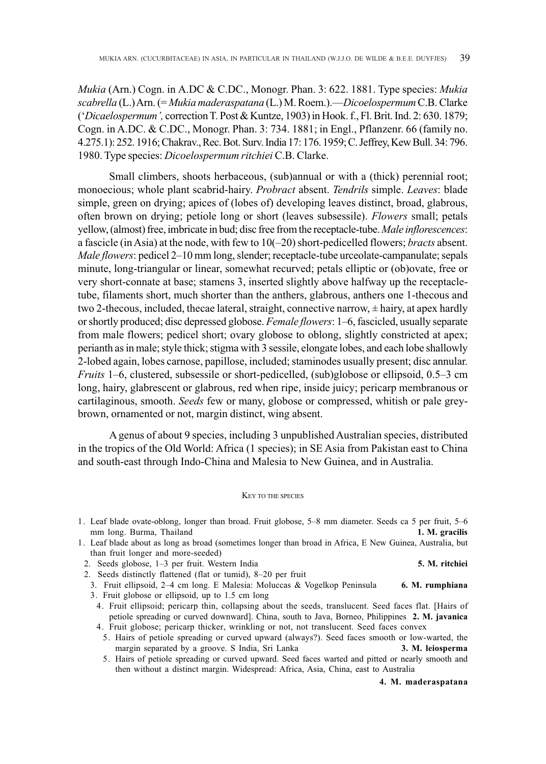*Mukia* (Arn.) Cogn. in A.DC & C.DC., Monogr. Phan. 3: 622. 1881. Type species: *Mukia scabrella* (L.) Arn. (= *Mukia maderaspatana* (L.) M. Roem.).—*Dicoelospermum* C.B. Clarke ('*Dicaelospermum',* correction T. Post & Kuntze, 1903) in Hook. f., Fl. Brit. Ind. 2: 630. 1879; Cogn. in A.DC. & C.DC., Monogr. Phan. 3: 734. 1881; in Engl., Pflanzenr. 66 (family no. 4.275.1): 252. 1916; Chakrav., Rec. Bot. Surv. India 17: 176. 1959; C. Jeffrey, Kew Bull. 34: 796. 1980. Type species: *Dicoelospermum ritchiei* C.B. Clarke.

Small climbers, shoots herbaceous, (sub)annual or with a (thick) perennial root; monoecious; whole plant scabrid-hairy. *Probract* absent. *Tendrils* simple. *Leaves*: blade simple, green on drying; apices of (lobes of) developing leaves distinct, broad, glabrous, often brown on drying; petiole long or short (leaves subsessile). *Flowers* small; petals yellow, (almost) free, imbricate in bud; disc free from the receptacle-tube. *Male inflorescences*: a fascicle (in Asia) at the node, with few to 10(–20) short-pedicelled flowers; *bracts* absent. *Male flowers*: pedicel 2–10 mm long, slender; receptacle-tube urceolate-campanulate; sepals minute, long-triangular or linear, somewhat recurved; petals elliptic or (ob)ovate, free or very short-connate at base; stamens 3, inserted slightly above halfway up the receptacle-tube, filaments short, much shorter than the anthers, glabrous, anthers one 1-thecous and two 2-thecous, included, thecae lateral, straight, connective narrow, ± hairy, at apex hardly or shortly produced; disc depressed globose. *Female flowers*: 1–6, fascicled, usually separate from male flowers; pedicel short; ovary globose to oblong, slightly constricted at apex; perianth as in male; style thick; stigma with 3 sessile, elongate lobes, and each lobe shallowly 2-lobed again, lobes carnose, papillose, included; staminodes usually present; disc annular. *Fruits* 1–6, clustered, subsessile or short-pedicelled, (sub)globose or ellipsoid, 0.5–3 cm long, hairy, glabrescent or glabrous, red when ripe, inside juicy; pericarp membranous or cartilaginous, smooth. *Seeds* few or many, globose or compressed, whitish or pale grey-brown, ornamented or not, margin distinct, wing absent.

A genus of about 9 species, including 3 unpublished Australian species, distributed in the tropics of the Old World: Africa (1 species); in SE Asia from Pakistan east to China and south-east through Indo-China and Malesia to New Guinea, and in Australia.

### KEY TO THE SPECIES

1. Leaf blade ovate-oblong, longer than broad. Fruit globose, 5–8 mm diameter. Seeds ca 5 per fruit, 5–6 mm long. Burma, Thailand **1. M. gracilis**
1. Leaf blade about as long as broad (sometimes longer than broad in Africa, E New Guinea, Australia, but than fruit longer and more-seeded)
   2. Seeds globose, 1–3 per fruit. Western India **5. M. ritchiei**
   2. Seeds distinctly flattened (flat or tumid), 8–20 per fruit
      3. Fruit ellipsoid, 2–4 cm long. E Malesia: Moluccas & Vogelkop Peninsula **6. M. rumphiana**
      3. Fruit globose or ellipsoid, up to 1.5 cm long
         4. Fruit ellipsoid; pericarp thin, collapsing about the seeds, translucent. Seed faces flat. [Hairs of petiole spreading or curved downward]. China, south to Java, Borneo, Philippines **2. M. javanica**
         4. Fruit globose; pericarp thicker, wrinkling or not, not translucent. Seed faces convex
            5. Hairs of petiole spreading or curved upward (always?). Seed faces smooth or low-warted, the margin separated by a groove. S India, Sri Lanka **3. M. leiosperma**
            5. Hairs of petiole spreading or curved upward. Seed faces warted and pitted or nearly smooth and then without a distinct margin. Widespread: Africa, Asia, China, east to Australia **4. M. maderaspatana**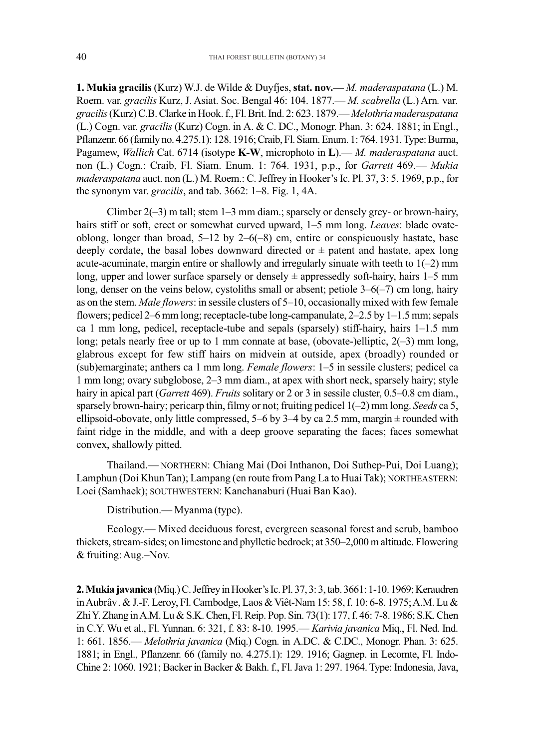**1. Mukia gracilis** (Kurz) W.J. de Wilde & Duyfjes, **stat. nov.—** *M. maderaspatana* (L.) M. Roem. var. *gracilis* Kurz, J. Asiat. Soc. Bengal 46: 104. 1877.— *M. scabrella* (L.) Arn. var. *gracilis* (Kurz) C.B. Clarke in Hook. f., Fl. Brit. Ind. 2: 623. 1879.— *Melothria maderaspatana* (L.) Cogn. var. *gracilis* (Kurz) Cogn. in A. & C. DC., Monogr. Phan. 3: 624. 1881; in Engl., Pflanzenr. 66 (family no. 4.275.1): 128. 1916; Craib, Fl. Siam. Enum. 1: 764. 1931. Type: Burma, Pagamew, *Wallich* Cat. 6714 (isotype **K-W**, microphoto in **L**).— *M. maderaspatana* auct. non (L.) Cogn.: Craib, Fl. Siam. Enum. 1: 764. 1931, p.p., for *Garrett* 469.— *Mukia maderaspatana* auct. non (L.) M. Roem.: C. Jeffrey in Hooker's Ic. Pl. 37, 3: 5. 1969, p.p., for the synonym var. *gracilis*, and tab. 3662: 1–8. Fig. 1, 4A.

Climber 2(–3) m tall; stem 1–3 mm diam.; sparsely or densely grey- or brown-hairy, hairs stiff or soft, erect or somewhat curved upward, 1–5 mm long. *Leaves*: blade ovate-oblong, longer than broad, 5–12 by 2–6(–8) cm, entire or conspicuously hastate, base deeply cordate, the basal lobes downward directed or ± patent and hastate, apex long acute-acuminate, margin entire or shallowly and irregularly sinuate with teeth to 1(–2) mm long, upper and lower surface sparsely or densely ± appressedly soft-hairy, hairs 1–5 mm long, denser on the veins below, cystoliths small or absent; petiole 3–6(–7) cm long, hairy as on the stem. *Male flowers*: in sessile clusters of 5–10, occasionally mixed with few female flowers; pedicel 2–6 mm long; receptacle-tube long-campanulate, 2–2.5 by 1–1.5 mm; sepals ca 1 mm long, pedicel, receptacle-tube and sepals (sparsely) stiff-hairy, hairs 1–1.5 mm long; petals nearly free or up to 1 mm connate at base, (obovate-)elliptic, 2(–3) mm long, glabrous except for few stiff hairs on midvein at outside, apex (broadly) rounded or (sub)emarginate; anthers ca 1 mm long. *Female flowers*: 1–5 in sessile clusters; pedicel ca 1 mm long; ovary subglobose, 2–3 mm diam., at apex with short neck, sparsely hairy; style hairy in apical part (*Garrett* 469). *Fruits* solitary or 2 or 3 in sessile cluster, 0.5–0.8 cm diam., sparsely brown-hairy; pericarp thin, filmy or not; fruiting pedicel 1(–2) mm long. *Seeds* ca 5, ellipsoid-obovate, only little compressed, 5–6 by 3–4 by ca 2.5 mm, margin ± rounded with faint ridge in the middle, and with a deep groove separating the faces; faces somewhat convex, shallowly pitted.

Thailand.— NORTHERN: Chiang Mai (Doi Inthanon, Doi Suthep-Pui, Doi Luang); Lamphun (Doi Khun Tan); Lampang (en route from Pang La to Huai Tak); NORTHEASTERN: Loei (Samhaek); SOUTHWESTERN: Kanchanaburi (Huai Ban Kao).

Distribution.— Myanma (type).

Ecology.— Mixed deciduous forest, evergreen seasonal forest and scrub, bamboo thickets, stream-sides; on limestone and phylletic bedrock; at 350–2,000 m altitude. Flowering & fruiting: Aug.–Nov.

**2. Mukia javanica** (Miq.) C. Jeffrey in Hooker's Ic. Pl. 37, 3: 3, tab. 3661: 1-10. 1969; Keraudren in Aubrâv. & J.-F. Leroy, Fl. Cambodge, Laos & Viêt-Nam 15: 58, f. 10: 6-8. 1975; A.M. Lu & Zhi Y. Zhang in A.M. Lu & S.K. Chen, Fl. Reip. Pop. Sin. 73(1): 177, f. 46: 7-8. 1986; S.K. Chen in C.Y. Wu et al., Fl. Yunnan. 6: 321, f. 83: 8-10. 1995.— *Karivia javanica* Miq., Fl. Ned. Ind. 1: 661. 1856.— *Melothria javanica* (Miq.) Cogn. in A.DC. & C.DC., Monogr. Phan. 3: 625. 1881; in Engl., Pflanzenr. 66 (family no. 4.275.1): 129. 1916; Gagnep. in Lecomte, Fl. Indo-Chine 2: 1060. 1921; Backer in Backer & Bakh. f., Fl. Java 1: 297. 1964. Type: Indonesia, Java,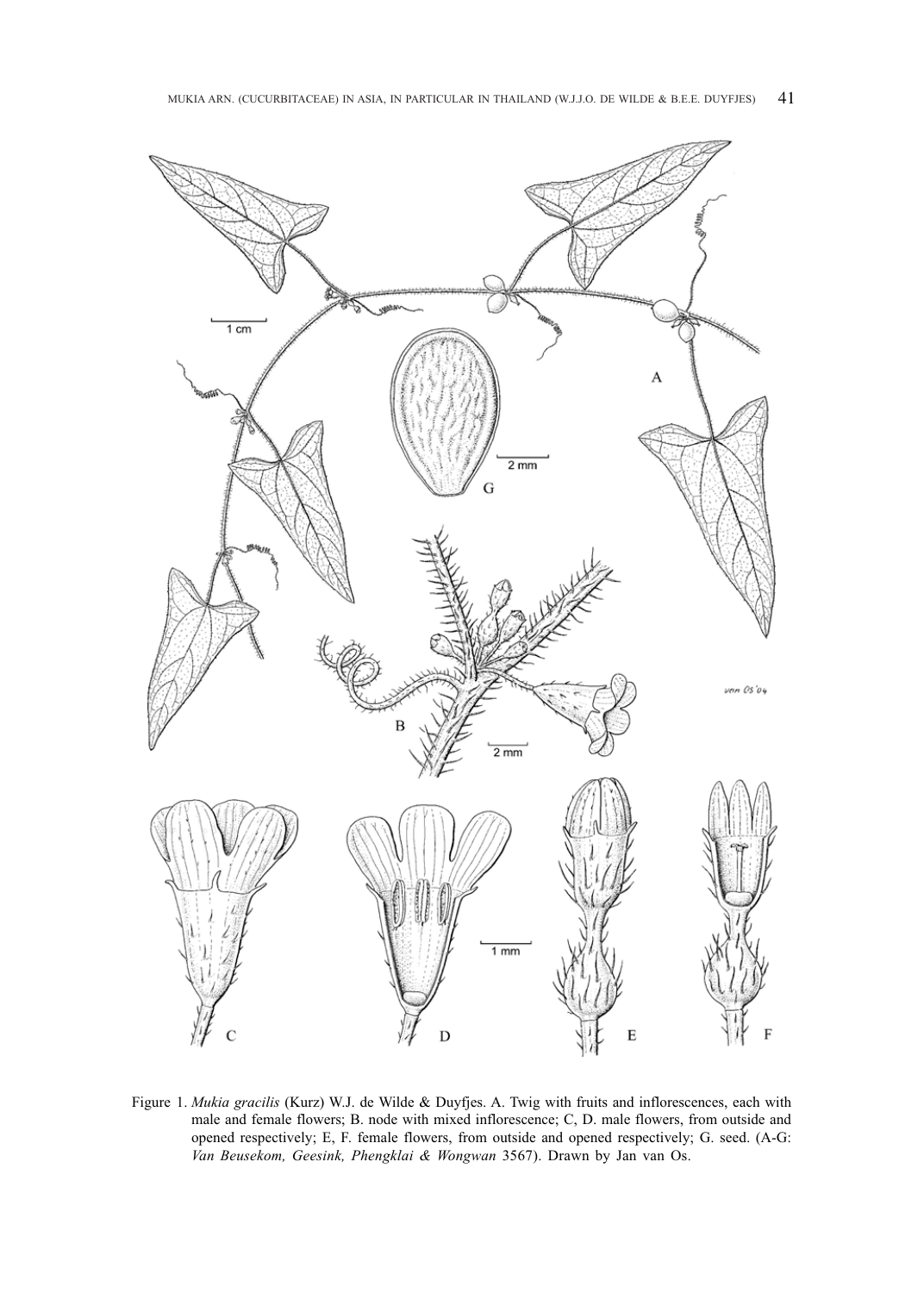Figure 1. *Mukia gracilis* (Kurz) W.J. de Wilde & Duyfjes. A. Twig with fruits and inflorescences, each with male and female flowers; B. node with mixed inflorescence; C, D. male flowers, from outside and opened respectively; E, F. female flowers, from outside and opened respectively; G. seed. (A-G: *Van Beusekom, Geesink, Phengklai & Wongwan* 3567). Drawn by Jan van Os.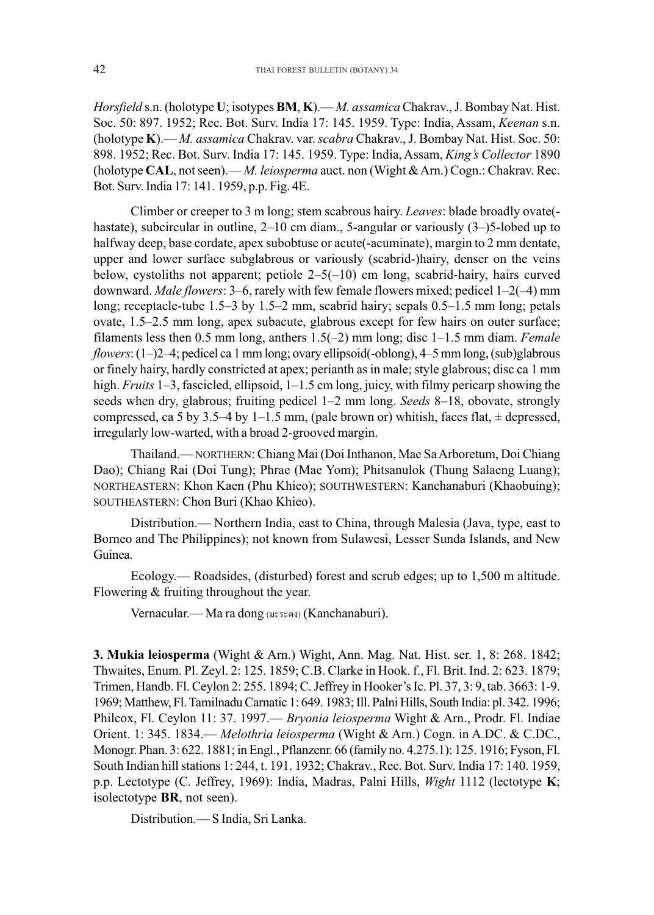*Horsfield* s.n. (holotype **U**; isotypes **BM**, **K**).— *M. assamica* Chakrav., J. Bombay Nat. Hist. Soc. 50: 897. 1952; Rec. Bot. Surv. India 17: 145. 1959. Type: India, Assam, *Keenan* s.n. (holotype **K**).— *M. assamica* Chakrav. var. *scabra* Chakrav., J. Bombay Nat. Hist. Soc. 50: 898. 1952; Rec. Bot. Surv. India 17: 145. 1959. Type: India, Assam, *King's Collector* 1890 (holotype **CAL**, not seen).— *M. leiosperma* auct. non (Wight & Arn.) Cogn.: Chakrav. Rec. Bot. Surv. India 17: 141. 1959, p.p. Fig. 4E.

Climber or creeper to 3 m long; stem scabrous hairy. *Leaves*: blade broadly ovate(-hastate), subcircular in outline, 2–10 cm diam., 5-angular or variously (3–)5-lobed up to halfway deep, base cordate, apex subobtuse or acute(-acuminate), margin to 2 mm dentate, upper and lower surface subglabrous or variously (scabrid-)hairy, denser on the veins below, cystoliths not apparent; petiole 2–5(–10) cm long, scabrid-hairy, hairs curved downward. *Male flowers*: 3–6, rarely with few female flowers mixed; pedicel 1–2(–4) mm long; receptacle-tube 1.5–3 by 1.5–2 mm, scabrid hairy; sepals 0.5–1.5 mm long; petals ovate, 1.5–2.5 mm long, apex subacute, glabrous except for few hairs on outer surface; filaments less then 0.5 mm long, anthers 1.5(–2) mm long; disc 1–1.5 mm diam. *Female flowers*: (1–)2–4; pedicel ca 1 mm long; ovary ellipsoid(-oblong), 4–5 mm long, (sub)glabrous or finely hairy, hardly constricted at apex; perianth as in male; style glabrous; disc ca 1 mm high. *Fruits* 1–3, fascicled, ellipsoid, 1–1.5 cm long, juicy, with filmy pericarp showing the seeds when dry, glabrous; fruiting pedicel 1–2 mm long. *Seeds* 8–18, obovate, strongly compressed, ca 5 by 3.5–4 by 1–1.5 mm, (pale brown or) whitish, faces flat, ± depressed, irregularly low-warted, with a broad 2-grooved margin.

Thailand.— NORTHERN: Chiang Mai (Doi Inthanon, Mae Sa Arboretum, Doi Chiang Dao); Chiang Rai (Doi Tung); Phrae (Mae Yom); Phitsanulok (Thung Salaeng Luang); NORTHEASTERN: Khon Kaen (Phu Khieo); SOUTHWESTERN: Kanchanaburi (Khaobuing); SOUTHEASTERN: Chon Buri (Khao Khieo).

Distribution.— Northern India, east to China, through Malesia (Java, type, east to Borneo and The Philippines); not known from Sulawesi, Lesser Sunda Islands, and New Guinea.

Ecology.— Roadsides, (disturbed) forest and scrub edges; up to 1,500 m altitude. Flowering & fruiting throughout the year.

Vernacular.— Ma ra dong (มะระดง) (Kanchanaburi).

**3. Mukia leiosperma** (Wight & Arn.) Wight, Ann. Mag. Nat. Hist. ser. 1, 8: 268. 1842; Thwaites, Enum. Pl. Zeyl. 2: 125. 1859; C.B. Clarke in Hook. f., Fl. Brit. Ind. 2: 623. 1879; Trimen, Handb. Fl. Ceylon 2: 255. 1894; C. Jeffrey in Hooker's Ic. Pl. 37, 3: 9, tab. 3663: 1-9. 1969; Matthew, Fl. Tamilnadu Carnatic 1: 649. 1983; Ill. Palni Hills, South India: pl. 342. 1996; Philcox, Fl. Ceylon 11: 37. 1997.— *Bryonia leiosperma* Wight & Arn., Prodr. Fl. Indiae Orient. 1: 345. 1834.— *Melothria leiosperma* (Wight & Arn.) Cogn. in A.DC. & C.DC., Monogr. Phan. 3: 622. 1881; in Engl., Pflanzenr. 66 (family no. 4.275.1): 125. 1916; Fyson, Fl. South Indian hill stations 1: 244, t. 191. 1932; Chakrav., Rec. Bot. Surv. India 17: 140. 1959, p.p. Lectotype (C. Jeffrey, 1969): India, Madras, Palni Hills, *Wight* 1112 (lectotype **K**; isolectotype **BR**, not seen).

Distribution.— S India, Sri Lanka.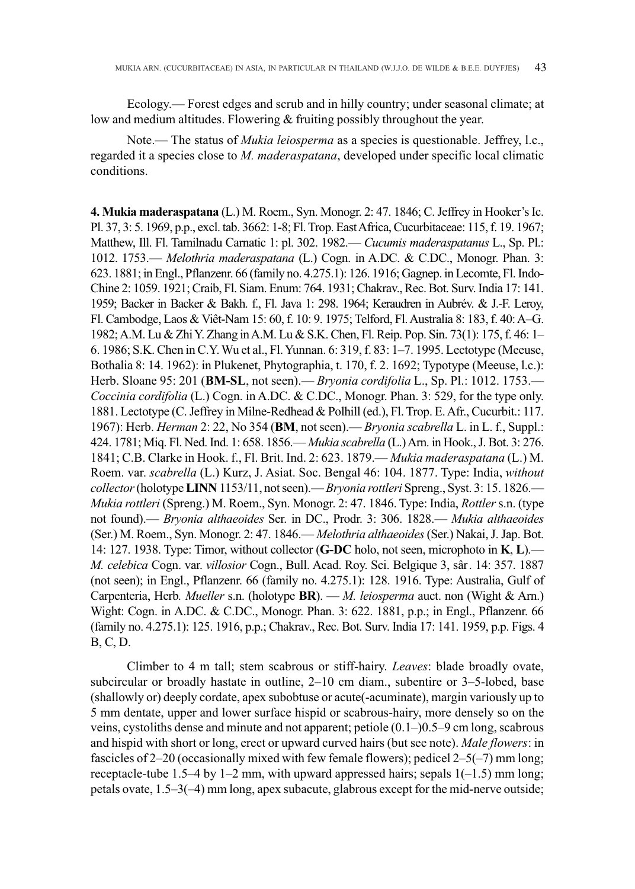Ecology.— Forest edges and scrub and in hilly country; under seasonal climate; at low and medium altitudes. Flowering & fruiting possibly throughout the year.

Note.— The status of *Mukia leiosperma* as a species is questionable. Jeffrey, l.c., regarded it a species close to *M. maderaspatana*, developed under specific local climatic conditions.

**4. Mukia maderaspatana** (L.) M. Roem., Syn. Monogr. 2: 47. 1846; C. Jeffrey in Hooker's Ic. Pl. 37, 3: 5. 1969, p.p., excl. tab. 3662: 1-8; Fl. Trop. East Africa, Cucurbitaceae: 115, f. 19. 1967; Matthew, Ill. Fl. Tamilnadu Carnatic 1: pl. 302. 1982.— *Cucumis maderaspatanus* L., Sp. Pl.: 1012. 1753.— *Melothria maderaspatana* (L.) Cogn. in A.DC. & C.DC., Monogr. Phan. 3: 623. 1881; in Engl., Pflanzenr. 66 (family no. 4.275.1): 126. 1916; Gagnep. in Lecomte, Fl. Indo-Chine 2: 1059. 1921; Craib, Fl. Siam. Enum: 764. 1931; Chakrav., Rec. Bot. Surv. India 17: 141. 1959; Backer in Backer & Bakh. f., Fl. Java 1: 298. 1964; Keraudren in Aubrév. & J.-F. Leroy, Fl. Cambodge, Laos & Viêt-Nam 15: 60, f. 10: 9. 1975; Telford, Fl. Australia 8: 183, f. 40: A–G. 1982; A.M. Lu & Zhi Y. Zhang in A.M. Lu & S.K. Chen, Fl. Reip. Pop. Sin. 73(1): 175, f. 46: 1–6. 1986; S.K. Chen in C.Y. Wu et al., Fl. Yunnan. 6: 319, f. 83: 1–7. 1995. Lectotype (Meeuse, Bothalia 8: 14. 1962): in Plukenet, Phytographia, t. 170, f. 2. 1692; Typotype (Meeuse, l.c.): Herb. Sloane 95: 201 (**BM-SL**, not seen).— *Bryonia cordifolia* L., Sp. Pl.: 1012. 1753.— *Coccinia cordifolia* (L.) Cogn. in A.DC. & C.DC., Monogr. Phan. 3: 529, for the type only. 1881. Lectotype (C. Jeffrey in Milne-Redhead & Polhill (ed.), Fl. Trop. E. Afr., Cucurbit.: 117. 1967): Herb. *Herman* 2: 22, No 354 (**BM**, not seen).— *Bryonia scabrella* L. in L. f., Suppl.: 424. 1781; Miq. Fl. Ned. Ind. 1: 658. 1856.— *Mukia scabrella* (L.) Arn. in Hook., J. Bot. 3: 276. 1841; C.B. Clarke in Hook. f., Fl. Brit. Ind. 2: 623. 1879.— *Mukia maderaspatana* (L.) M. Roem. var. *scabrella* (L.) Kurz, J. Asiat. Soc. Bengal 46: 104. 1877. Type: India, *without collector* (holotype **LINN** 1153/11, not seen).— *Bryonia rottleri* Spreng., Syst. 3: 15. 1826.— *Mukia rottleri* (Spreng.) M. Roem., Syn. Monogr. 2: 47. 1846. Type: India, *Rottler* s.n. (type not found).— *Bryonia althaeoides* Ser. in DC., Prodr. 3: 306. 1828.— *Mukia althaeoides* (Ser.) M. Roem., Syn. Monogr. 2: 47. 1846.— *Melothria althaeoides* (Ser.) Nakai, J. Jap. Bot. 14: 127. 1938. Type: Timor, without collector (**G-DC** holo, not seen, microphoto in **K**, **L**).— *M. celebica* Cogn. var. *villosior* Cogn., Bull. Acad. Roy. Sci. Belgique 3, sâr. 14: 357. 1887 (not seen); in Engl., Pflanzenr. 66 (family no. 4.275.1): 128. 1916. Type: Australia, Gulf of Carpenteria, Herb. *Mueller* s.n. (holotype **BR**). — *M. leiosperma* auct. non (Wight & Arn.) Wight: Cogn. in A.DC. & C.DC., Monogr. Phan. 3: 622. 1881, p.p.; in Engl., Pflanzenr. 66 (family no. 4.275.1): 125. 1916, p.p.; Chakrav., Rec. Bot. Surv. India 17: 141. 1959, p.p. Figs. 4 B, C, D.

Climber to 4 m tall; stem scabrous or stiff-hairy. *Leaves*: blade broadly ovate, subcircular or broadly hastate in outline, 2–10 cm diam., subentire or 3–5-lobed, base (shallowly or) deeply cordate, apex subobtuse or acute(-acuminate), margin variously up to 5 mm dentate, upper and lower surface hispid or scabrous-hairy, more densely so on the veins, cystoliths dense and minute and not apparent; petiole (0.1–)0.5–9 cm long, scabrous and hispid with short or long, erect or upward curved hairs (but see note). *Male flowers*: in fascicles of 2–20 (occasionally mixed with few female flowers); pedicel 2–5(–7) mm long; receptacle-tube 1.5–4 by 1–2 mm, with upward appressed hairs; sepals 1(–1.5) mm long; petals ovate, 1.5–3(–4) mm long, apex subacute, glabrous except for the mid-nerve outside;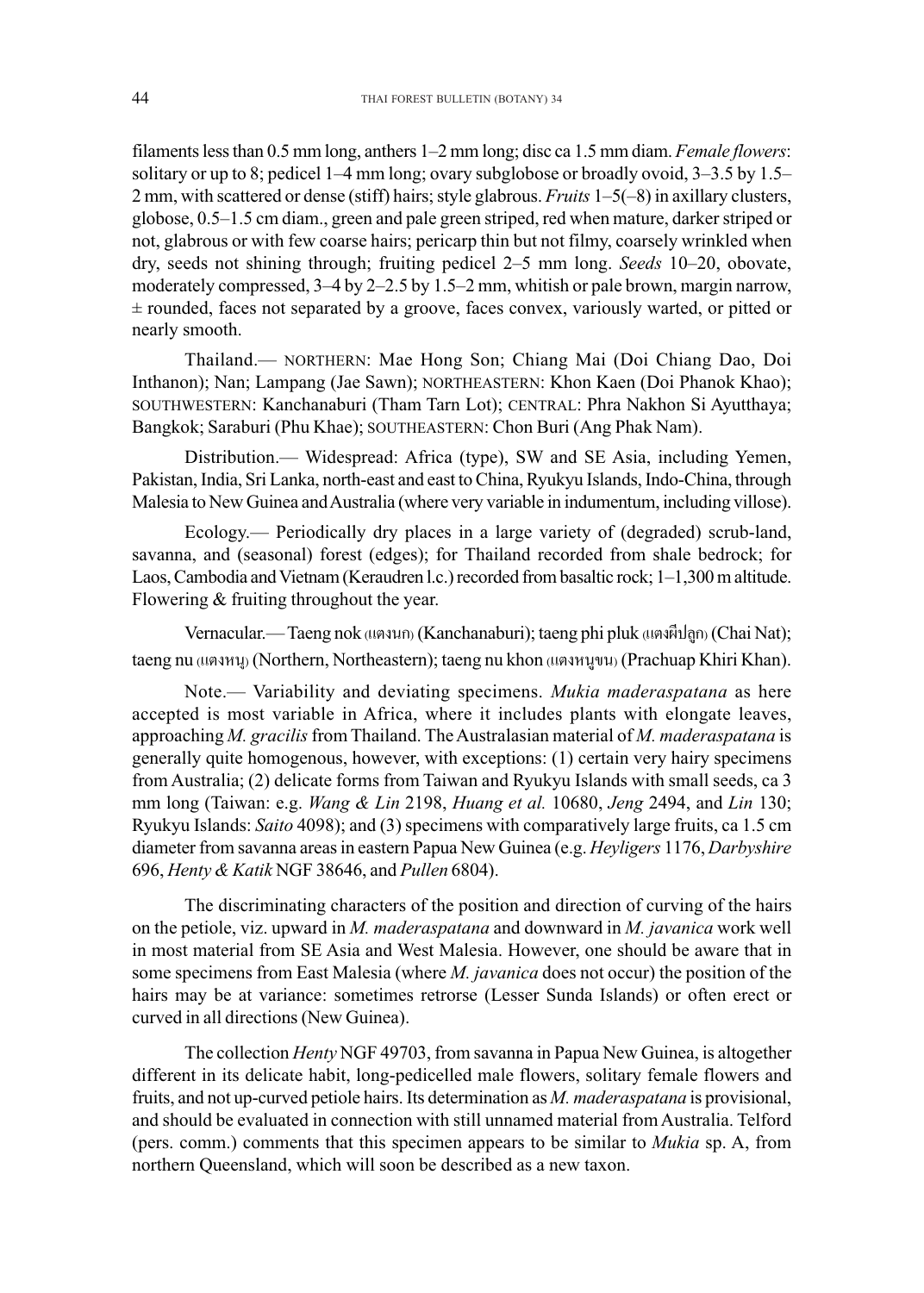filaments less than 0.5 mm long, anthers 1–2 mm long; disc ca 1.5 mm diam. *Female flowers*: solitary or up to 8; pedicel 1–4 mm long; ovary subglobose or broadly ovoid, 3–3.5 by 1.5–2 mm, with scattered or dense (stiff) hairs; style glabrous. *Fruits* 1–5(–8) in axillary clusters, globose, 0.5–1.5 cm diam., green and pale green striped, red when mature, darker striped or not, glabrous or with few coarse hairs; pericarp thin but not filmy, coarsely wrinkled when dry, seeds not shining through; fruiting pedicel 2–5 mm long. *Seeds* 10–20, obovate, moderately compressed, 3–4 by 2–2.5 by 1.5–2 mm, whitish or pale brown, margin narrow, ± rounded, faces not separated by a groove, faces convex, variously warted, or pitted or nearly smooth.

Thailand.— NORTHERN: Mae Hong Son; Chiang Mai (Doi Chiang Dao, Doi Inthanon); Nan; Lampang (Jae Sawn); NORTHEASTERN: Khon Kaen (Doi Phanok Khao); SOUTHWESTERN: Kanchanaburi (Tham Tarn Lot); CENTRAL: Phra Nakhon Si Ayutthaya; Bangkok; Saraburi (Phu Khae); SOUTHEASTERN: Chon Buri (Ang Phak Nam).

Distribution.— Widespread: Africa (type), SW and SE Asia, including Yemen, Pakistan, India, Sri Lanka, north-east and east to China, Ryukyu Islands, Indo-China, through Malesia to New Guinea and Australia (where very variable in indumentum, including villose).

Ecology.— Periodically dry places in a large variety of (degraded) scrub-land, savanna, and (seasonal) forest (edges); for Thailand recorded from shale bedrock; for Laos, Cambodia and Vietnam (Keraudren l.c.) recorded from basaltic rock; 1–1,300 m altitude. Flowering & fruiting throughout the year.

Vernacular.— Taeng nok (แตงนก) (Kanchanaburi); taeng phi pluk (แตงผีปลูก) (Chai Nat); taeng nu (แตงหนู) (Northern, Northeastern); taeng nu khon (แตงหนูขน) (Prachuap Khiri Khan).

Note.— Variability and deviating specimens. *Mukia maderaspatana* as here accepted is most variable in Africa, where it includes plants with elongate leaves, approaching *M. gracilis* from Thailand. The Australasian material of *M. maderaspatana* is generally quite homogenous, however, with exceptions: (1) certain very hairy specimens from Australia; (2) delicate forms from Taiwan and Ryukyu Islands with small seeds, ca 3 mm long (Taiwan: e.g. *Wang & Lin* 2198, *Huang et al.* 10680, *Jeng* 2494, and *Lin* 130; Ryukyu Islands: *Saito* 4098); and (3) specimens with comparatively large fruits, ca 1.5 cm diameter from savanna areas in eastern Papua New Guinea (e.g. *Heyligers* 1176, *Darbyshire* 696, *Henty & Katik* NGF 38646, and *Pullen* 6804).

The discriminating characters of the position and direction of curving of the hairs on the petiole, viz. upward in *M. maderaspatana* and downward in *M. javanica* work well in most material from SE Asia and West Malesia. However, one should be aware that in some specimens from East Malesia (where *M. javanica* does not occur) the position of the hairs may be at variance: sometimes retrorse (Lesser Sunda Islands) or often erect or curved in all directions (New Guinea).

The collection *Henty* NGF 49703, from savanna in Papua New Guinea, is altogether different in its delicate habit, long-pedicelled male flowers, solitary female flowers and fruits, and not up-curved petiole hairs. Its determination as *M. maderaspatana* is provisional, and should be evaluated in connection with still unnamed material from Australia. Telford (pers. comm.) comments that this specimen appears to be similar to *Mukia* sp. A, from northern Queensland, which will soon be described as a new taxon.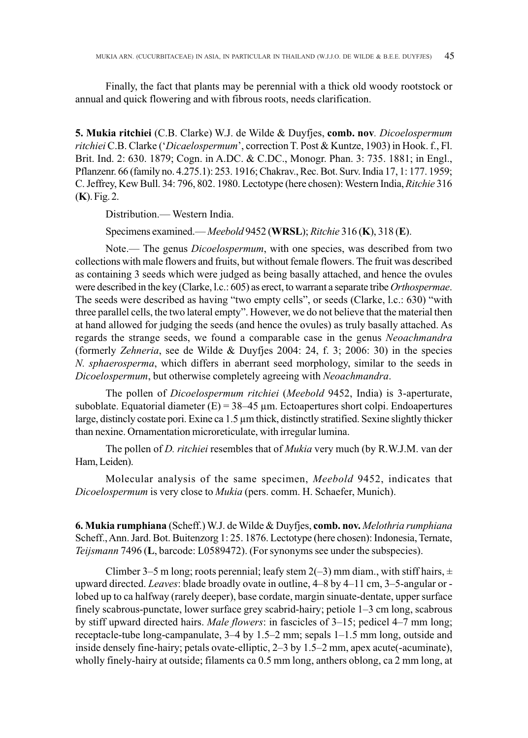Finally, the fact that plants may be perennial with a thick old woody rootstock or annual and quick flowering and with fibrous roots, needs clarification.

**5. Mukia ritchiei** (C.B. Clarke) W.J. de Wilde & Duyfjes, **comb. nov**. *Dicoelospermum ritchiei* C.B. Clarke ('*Dicaelospermum*', correction T. Post & Kuntze, 1903) in Hook. f., Fl. Brit. Ind. 2: 630. 1879; Cogn. in A.DC. & C.DC., Monogr. Phan. 3: 735. 1881; in Engl., Pflanzenr. 66 (family no. 4.275.1): 253. 1916; Chakrav., Rec. Bot. Surv. India 17, 1: 177. 1959; C. Jeffrey, Kew Bull. 34: 796, 802. 1980. Lectotype (here chosen): Western India, *Ritchie* 316 (**K**). Fig. 2.

Distribution.— Western India.

Specimens examined.— *Meebold* 9452 (**WRSL**); *Ritchie* 316 (**K**), 318 (**E**).

Note.— The genus *Dicoelospermum*, with one species, was described from two collections with male flowers and fruits, but without female flowers. The fruit was described as containing 3 seeds which were judged as being basally attached, and hence the ovules were described in the key (Clarke, l.c.: 605) as erect, to warrant a separate tribe *Orthospermae*. The seeds were described as having "two empty cells", or seeds (Clarke, l.c.: 630) "with three parallel cells, the two lateral empty". However, we do not believe that the material then at hand allowed for judging the seeds (and hence the ovules) as truly basally attached. As regards the strange seeds, we found a comparable case in the genus *Neoachmandra* (formerly *Zehneria*, see de Wilde & Duyfjes 2004: 24, f. 3; 2006: 30) in the species *N. sphaerosperma*, which differs in aberrant seed morphology, similar to the seeds in *Dicoelospermum*, but otherwise completely agreeing with *Neoachmandra*.

The pollen of *Dicoelospermum ritchiei* (*Meebold* 9452, India) is 3-aperturate, suboblate. Equatorial diameter (E) = 38–45 µm. Ectoapertures short colpi. Endoapertures large, distincly costate pori. Exine ca 1.5 µm thick, distinctly stratified. Sexine slightly thicker than nexine. Ornamentation microreticulate, with irregular lumina.

The pollen of *D. ritchiei* resembles that of *Mukia* very much (by R.W.J.M. van der Ham, Leiden).

Molecular analysis of the same specimen, *Meebold* 9452, indicates that *Dicoelospermum* is very close to *Mukia* (pers. comm. H. Schaefer, Munich).

**6. Mukia rumphiana** (Scheff.) W.J. de Wilde & Duyfjes, **comb. nov.** *Melothria rumphiana* Scheff., Ann. Jard. Bot. Buitenzorg 1: 25. 1876. Lectotype (here chosen): Indonesia, Ternate, *Teijsmann* 7496 (**L**, barcode: L0589472). (For synonyms see under the subspecies).

Climber 3–5 m long; roots perennial; leafy stem 2(–3) mm diam., with stiff hairs, ± upward directed. *Leaves*: blade broadly ovate in outline, 4–8 by 4–11 cm, 3–5-angular or -lobed up to ca halfway (rarely deeper), base cordate, margin sinuate-dentate, upper surface finely scabrous-punctate, lower surface grey scabrid-hairy; petiole 1–3 cm long, scabrous by stiff upward directed hairs. *Male flowers*: in fascicles of 3–15; pedicel 4–7 mm long; receptacle-tube long-campanulate, 3–4 by 1.5–2 mm; sepals 1–1.5 mm long, outside and inside densely fine-hairy; petals ovate-elliptic, 2–3 by 1.5–2 mm, apex acute(-acuminate), wholly finely-hairy at outside; filaments ca 0.5 mm long, anthers oblong, ca 2 mm long, at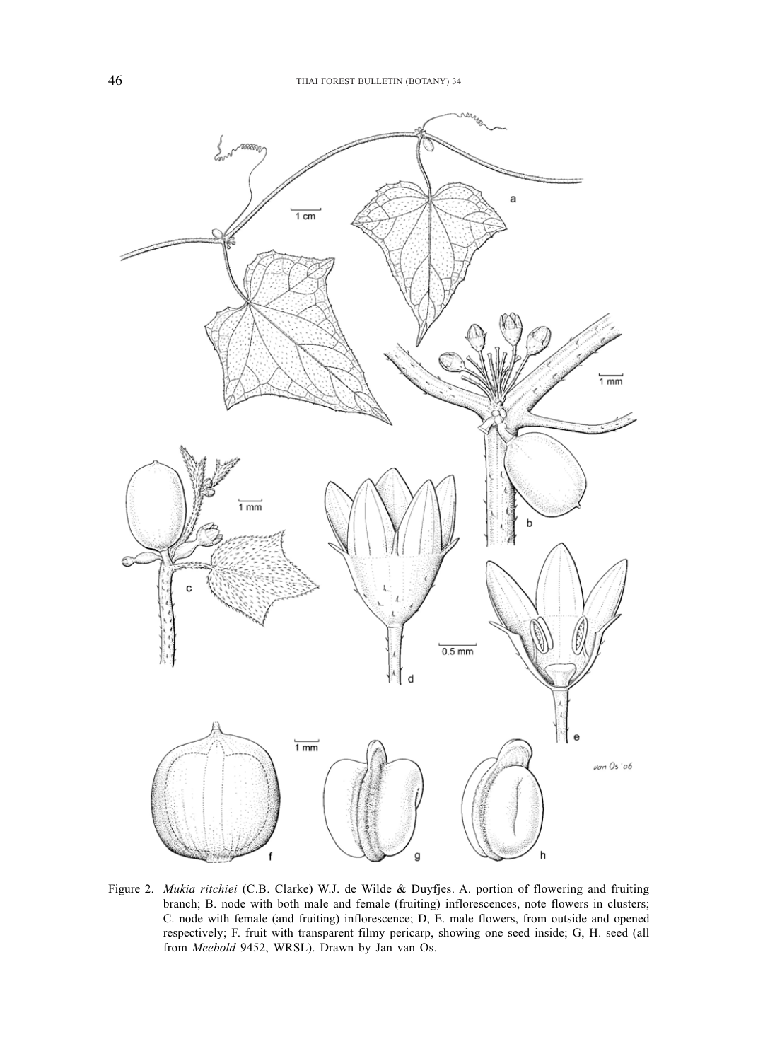Figure 2. *Mukia ritchiei* (C.B. Clarke) W.J. de Wilde & Duyfjes. A. portion of flowering and fruiting branch; B. node with both male and female (fruiting) inflorescences, note flowers in clusters; C. node with female (and fruiting) inflorescence; D, E. male flowers, from outside and opened respectively; F. fruit with transparent filmy pericarp, showing one seed inside; G, H. seed (all from *Meebold* 9452, WRSL). Drawn by Jan van Os.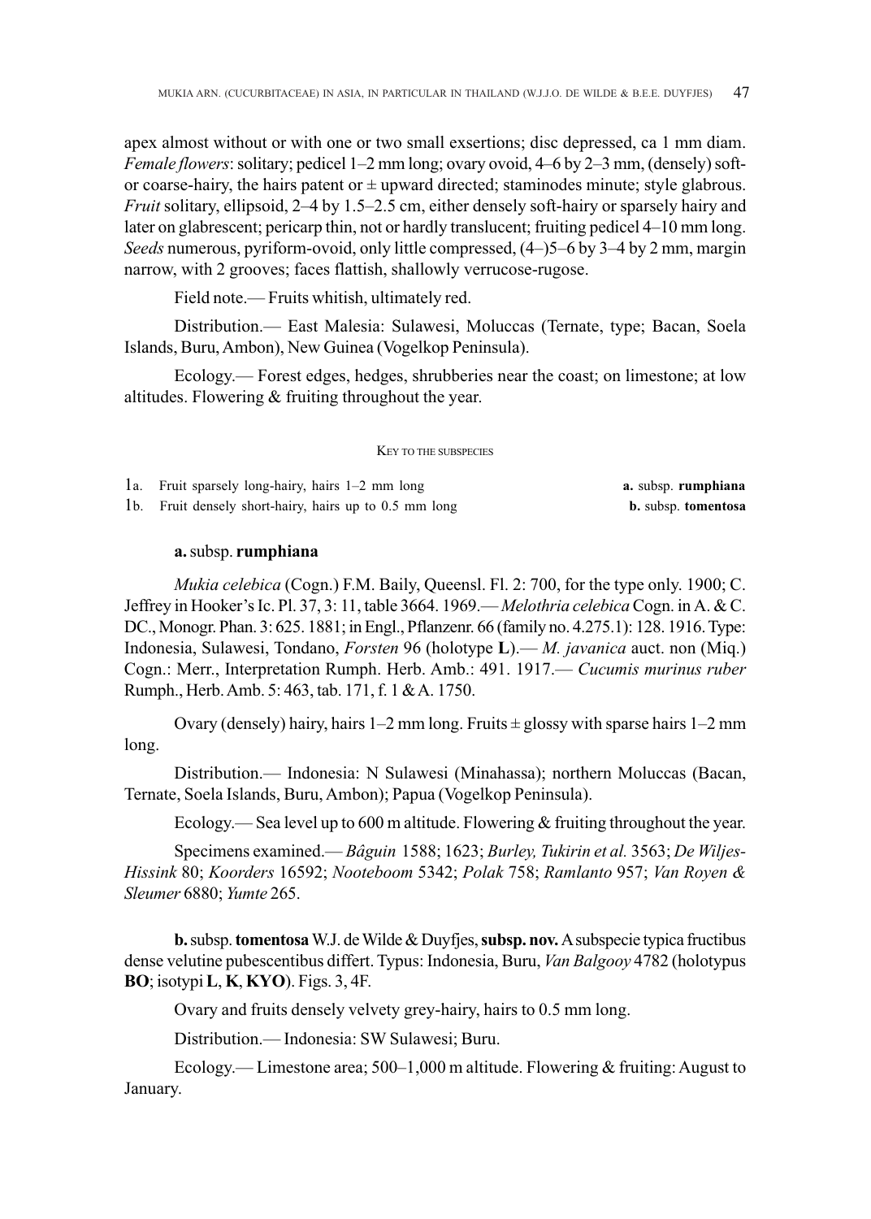apex almost without or with one or two small exsertions; disc depressed, ca 1 mm diam. *Female flowers*: solitary; pedicel 1–2 mm long; ovary ovoid, 4–6 by 2–3 mm, (densely) soft- or coarse-hairy, the hairs patent or ± upward directed; staminodes minute; style glabrous. *Fruit* solitary, ellipsoid, 2–4 by 1.5–2.5 cm, either densely soft-hairy or sparsely hairy and later on glabrescent; pericarp thin, not or hardly translucent; fruiting pedicel 4–10 mm long. *Seeds* numerous, pyriform-ovoid, only little compressed, (4–)5–6 by 3–4 by 2 mm, margin narrow, with 2 grooves; faces flattish, shallowly verrucose-rugose.

Field note.— Fruits whitish, ultimately red.

Distribution.— East Malesia: Sulawesi, Moluccas (Ternate, type; Bacan, Soela Islands, Buru, Ambon), New Guinea (Vogelkop Peninsula).

Ecology.— Forest edges, hedges, shrubberies near the coast; on limestone; at low altitudes. Flowering & fruiting throughout the year.

### KEY TO THE SUBSPECIES

1a. Fruit sparsely long-hairy, hairs 1–2 mm long ..... **a.** subsp. **rumphiana**

1b. Fruit densely short-hairy, hairs up to 0.5 mm long ..... **b.** subsp. **tomentosa**

### **a.** subsp. **rumphiana**

*Mukia celebica* (Cogn.) F.M. Baily, Queensl. Fl. 2: 700, for the type only. 1900; C. Jeffrey in Hooker's Ic. Pl. 37, 3: 11, table 3664. 1969.— *Melothria celebica* Cogn. in A. & C. DC., Monogr. Phan. 3: 625. 1881; in Engl., Pflanzenr. 66 (family no. 4.275.1): 128. 1916. Type: Indonesia, Sulawesi, Tondano, *Forsten* 96 (holotype **L**).— *M. javanica* auct. non (Miq.) Cogn.: Merr., Interpretation Rumph. Herb. Amb.: 491. 1917.— *Cucumis murinus ruber* Rumph., Herb. Amb. 5: 463, tab. 171, f. 1 & A. 1750.

Ovary (densely) hairy, hairs 1–2 mm long. Fruits ± glossy with sparse hairs 1–2 mm long.

Distribution.— Indonesia: N Sulawesi (Minahassa); northern Moluccas (Bacan, Ternate, Soela Islands, Buru, Ambon); Papua (Vogelkop Peninsula).

Ecology.— Sea level up to 600 m altitude. Flowering & fruiting throughout the year.

Specimens examined.— *Bâguin* 1588; 1623; *Burley, Tukirin et al.* 3563; *De Wiljes-Hissink* 80; *Koorders* 16592; *Nooteboom* 5342; *Polak* 758; *Ramlanto* 957; *Van Royen & Sleumer* 6880; *Yumte* 265.

**b.** subsp. **tomentosa** W.J. de Wilde & Duyfjes, **subsp. nov.** A subspecie typica fructibus dense velutine pubescentibus differt. Typus: Indonesia, Buru, *Van Balgooy* 4782 (holotypus **BO**; isotypi **L**, **K**, **KYO**). Figs. 3, 4F.

Ovary and fruits densely velvety grey-hairy, hairs to 0.5 mm long.

Distribution.— Indonesia: SW Sulawesi; Buru.

Ecology.— Limestone area; 500–1,000 m altitude. Flowering & fruiting: August to January.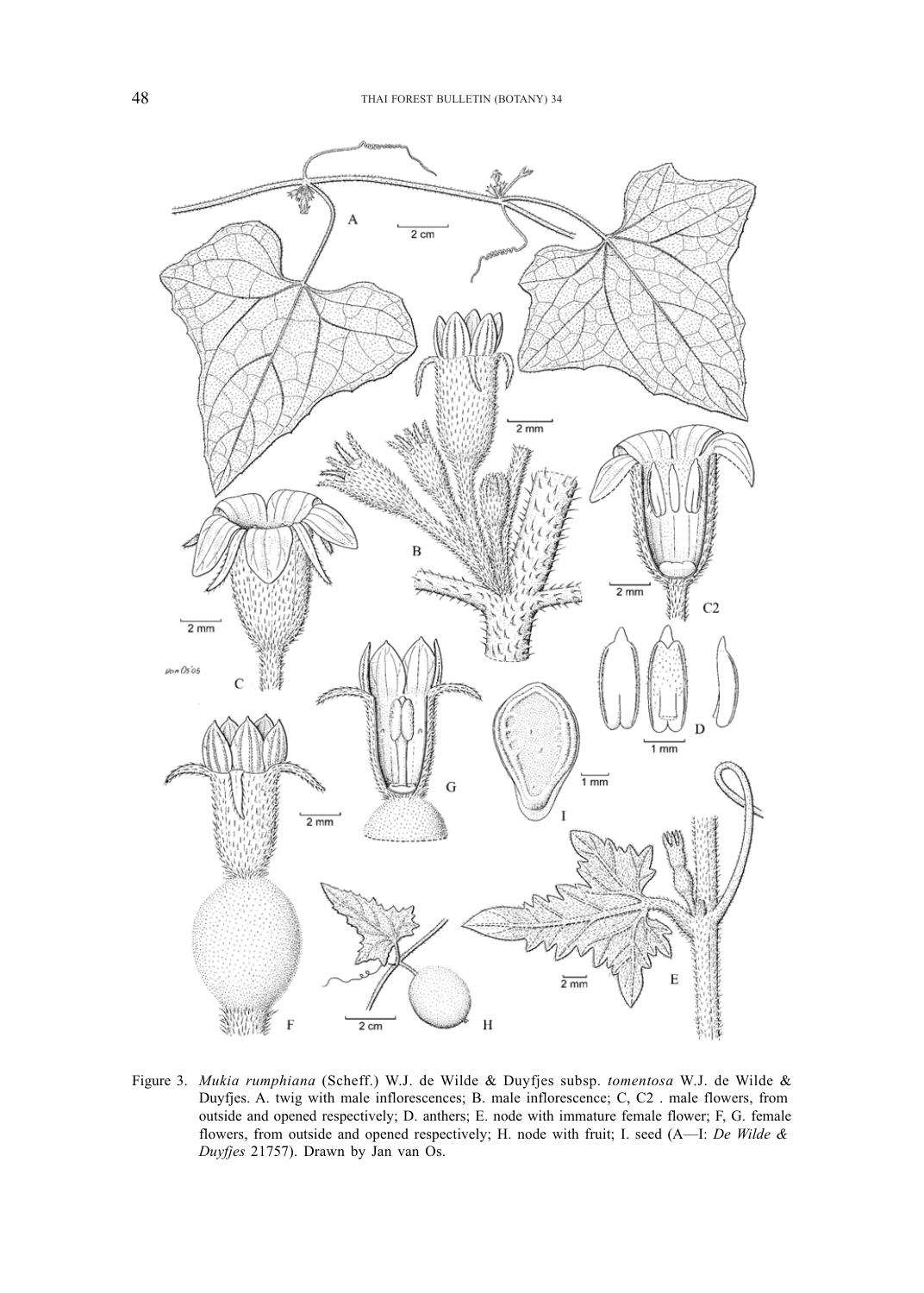Figure 3. *Mukia rumphiana* (Scheff.) W.J. de Wilde & Duyfjes subsp. *tomentosa* W.J. de Wilde & Duyfjes. A. twig with male inflorescences; B. male inflorescence; C, C2 . male flowers, from outside and opened respectively; D. anthers; E. node with immature female flower; F, G. female flowers, from outside and opened respectively; H. node with fruit; I. seed (A—I: *De Wilde & Duyfjes* 21757). Drawn by Jan van Os.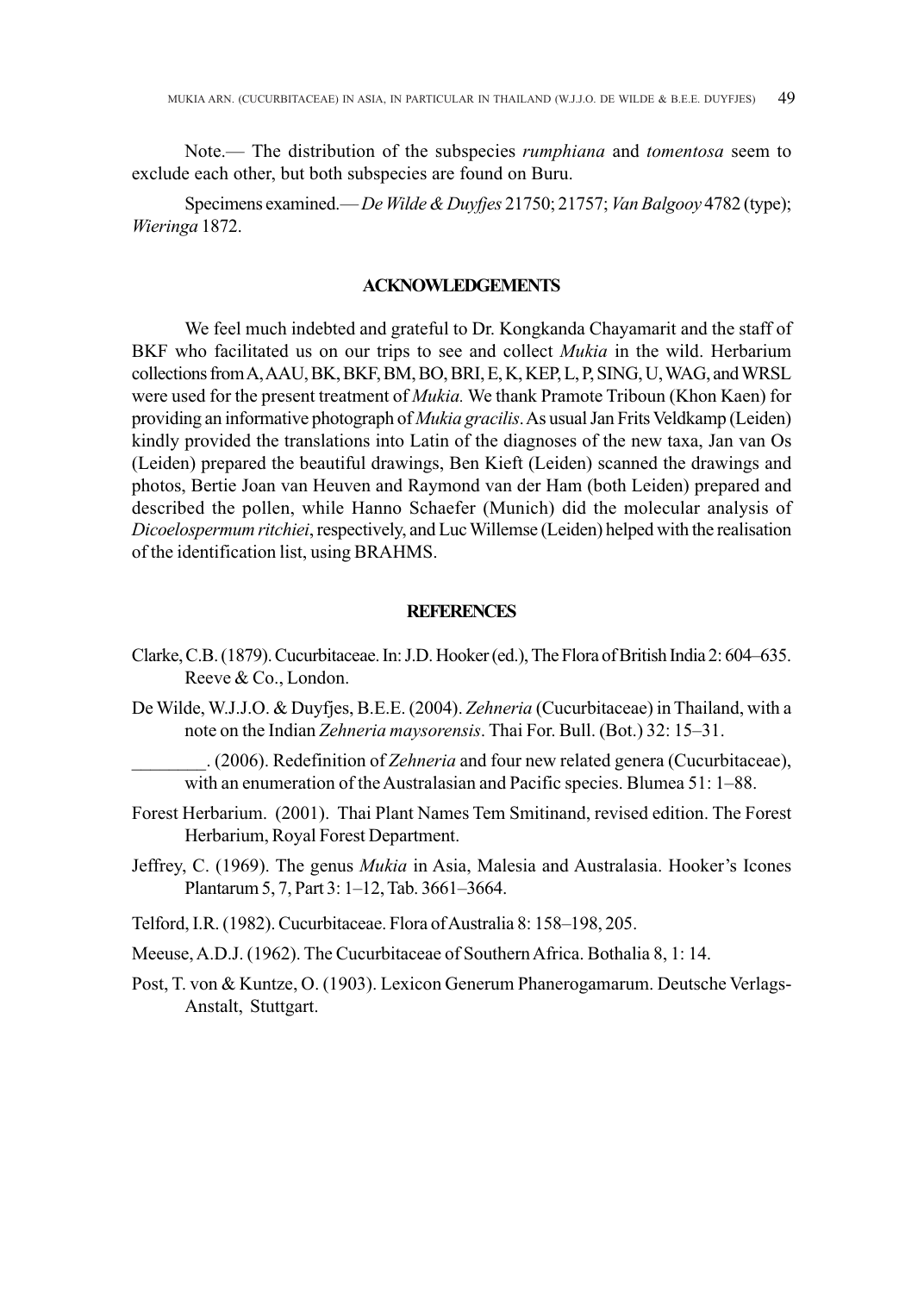Note.— The distribution of the subspecies *rumphiana* and *tomentosa* seem to exclude each other, but both subspecies are found on Buru.

Specimens examined.— *De Wilde & Duyfjes* 21750; 21757; *Van Balgooy* 4782 (type); *Wieringa* 1872.

## ACKNOWLEDGEMENTS

We feel much indebted and grateful to Dr. Kongkanda Chayamarit and the staff of BKF who facilitated us on our trips to see and collect *Mukia* in the wild. Herbarium collections from A, AAU, BK, BKF, BM, BO, BRI, E, K, KEP, L, P, SING, U, WAG, and WRSL were used for the present treatment of *Mukia.* We thank Pramote Triboun (Khon Kaen) for providing an informative photograph of *Mukia gracilis*. As usual Jan Frits Veldkamp (Leiden) kindly provided the translations into Latin of the diagnoses of the new taxa, Jan van Os (Leiden) prepared the beautiful drawings, Ben Kieft (Leiden) scanned the drawings and photos, Bertie Joan van Heuven and Raymond van der Ham (both Leiden) prepared and described the pollen, while Hanno Schaefer (Munich) did the molecular analysis of *Dicoelospermum ritchiei*, respectively, and Luc Willemse (Leiden) helped with the realisation of the identification list, using BRAHMS.

## REFERENCES

Clarke, C.B. (1879). Cucurbitaceae. In: J.D. Hooker (ed.), The Flora of British India 2: 604–635. Reeve & Co., London.

De Wilde, W.J.J.O. & Duyfjes, B.E.E. (2004). *Zehneria* (Cucurbitaceae) in Thailand, with a note on the Indian *Zehneria maysorensis*. Thai For. Bull. (Bot.) 32: 15–31.

________. (2006). Redefinition of *Zehneria* and four new related genera (Cucurbitaceae), with an enumeration of the Australasian and Pacific species. Blumea 51: 1–88.

Forest Herbarium. (2001). Thai Plant Names Tem Smitinand, revised edition. The Forest Herbarium, Royal Forest Department.

Jeffrey, C. (1969). The genus *Mukia* in Asia, Malesia and Australasia. Hooker's Icones Plantarum 5, 7, Part 3: 1–12, Tab. 3661–3664.

Telford, I.R. (1982). Cucurbitaceae. Flora of Australia 8: 158–198, 205.

Meeuse, A.D.J. (1962). The Cucurbitaceae of Southern Africa. Bothalia 8, 1: 14.

Post, T. von & Kuntze, O. (1903). Lexicon Generum Phanerogamarum. Deutsche Verlags-Anstalt, Stuttgart.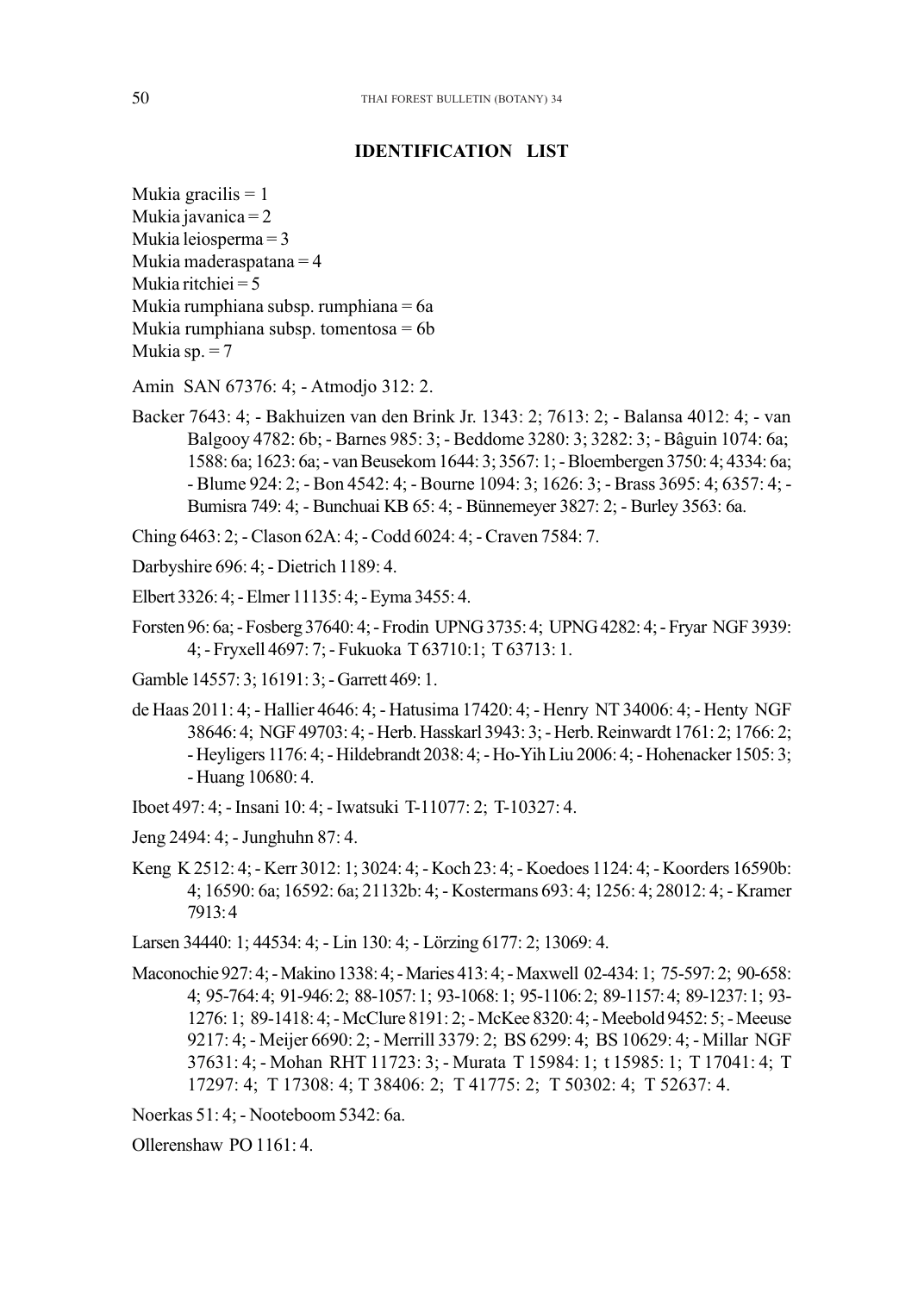## IDENTIFICATION LIST

Mukia gracilis = 1
Mukia javanica = 2
Mukia leiosperma = 3
Mukia maderaspatana = 4
Mukia ritchiei = 5
Mukia rumphiana subsp. rumphiana = 6a
Mukia rumphiana subsp. tomentosa = 6b
Mukia sp. = 7

Amin SAN 67376: 4; - Atmodjo 312: 2.

Backer 7643: 4; - Bakhuizen van den Brink Jr. 1343: 2; 7613: 2; - Balansa 4012: 4; - van Balgooy 4782: 6b; - Barnes 985: 3; - Beddome 3280: 3; 3282: 3; - Bâguin 1074: 6a; 1588: 6a; 1623: 6a; - van Beusekom 1644: 3; 3567: 1; - Bloembergen 3750: 4; 4334: 6a; - Blume 924: 2; - Bon 4542: 4; - Bourne 1094: 3; 1626: 3; - Brass 3695: 4; 6357: 4; - Bumisra 749: 4; - Bunchuai KB 65: 4; - Bünnemeyer 3827: 2; - Burley 3563: 6a.

Ching 6463: 2; - Clason 62A: 4; - Codd 6024: 4; - Craven 7584: 7.

Darbyshire 696: 4; - Dietrich 1189: 4.

Elbert 3326: 4; - Elmer 11135: 4; - Eyma 3455: 4.

Forsten 96: 6a; - Fosberg 37640: 4; - Frodin UPNG 3735: 4; UPNG 4282: 4; - Fryar NGF 3939: 4; - Fryxell 4697: 7; - Fukuoka T 63710:1; T 63713: 1.

Gamble 14557: 3; 16191: 3; - Garrett 469: 1.

de Haas 2011: 4; - Hallier 4646: 4; - Hatusima 17420: 4; - Henry NT 34006: 4; - Henty NGF 38646: 4; NGF 49703: 4; - Herb. Hasskarl 3943: 3; - Herb. Reinwardt 1761: 2; 1766: 2; - Heyligers 1176: 4; - Hildebrandt 2038: 4; - Ho-Yih Liu 2006: 4; - Hohenacker 1505: 3; - Huang 10680: 4.

Iboet 497: 4; - Insani 10: 4; - Iwatsuki T-11077: 2; T-10327: 4.

Jeng 2494: 4; - Junghuhn 87: 4.

Keng K 2512: 4; - Kerr 3012: 1; 3024: 4; - Koch 23: 4; - Koedoes 1124: 4; - Koorders 16590b: 4; 16590: 6a; 16592: 6a; 21132b: 4; - Kostermans 693: 4; 1256: 4; 28012: 4; - Kramer 7913: 4

Larsen 34440: 1; 44534: 4; - Lin 130: 4; - Lörzing 6177: 2; 13069: 4.

Maconochie 927: 4; - Makino 1338: 4; - Maries 413: 4; - Maxwell 02-434: 1; 75-597: 2; 90-658: 4; 95-764: 4; 91-946: 2; 88-1057: 1; 93-1068: 1; 95-1106: 2; 89-1157: 4; 89-1237: 1; 93-1276: 1; 89-1418: 4; - McClure 8191: 2; - McKee 8320: 4; - Meebold 9452: 5; - Meeuse 9217: 4; - Meijer 6690: 2; - Merrill 3379: 2; BS 6299: 4; BS 10629: 4; - Millar NGF 37631: 4; - Mohan RHT 11723: 3; - Murata T 15984: 1; t 15985: 1; T 17041: 4; T 17297: 4; T 17308: 4; T 38406: 2; T 41775: 2; T 50302: 4; T 52637: 4.

Noerkas 51: 4; - Nooteboom 5342: 6a.

Ollerenshaw PO 1161: 4.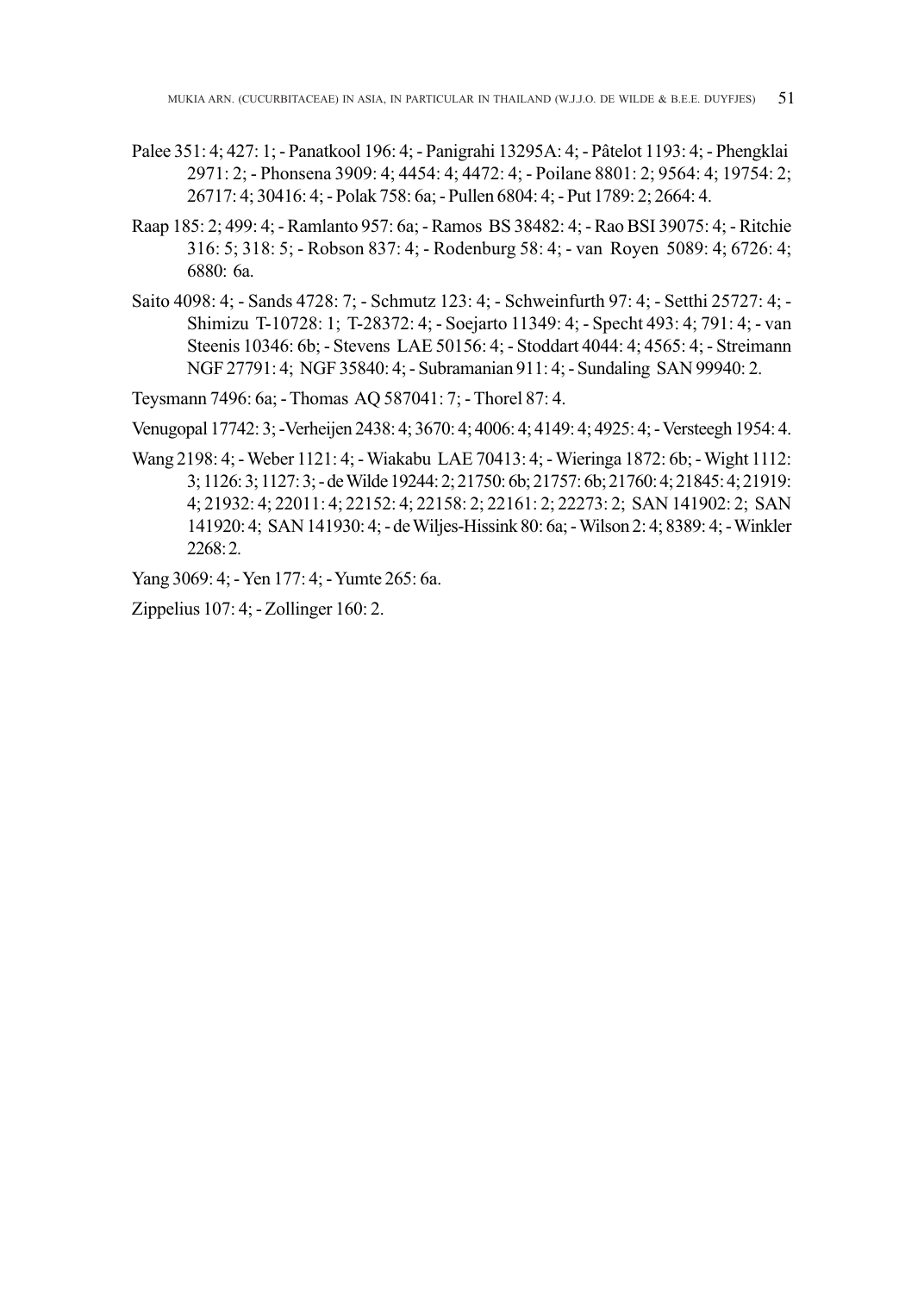Palee 351: 4; 427: 1; - Panatkool 196: 4; - Panigrahi 13295A: 4; - Pâtelot 1193: 4; - Phengklai 2971: 2; - Phonsena 3909: 4; 4454: 4; 4472: 4; - Poilane 8801: 2; 9564: 4; 19754: 2; 26717: 4; 30416: 4; - Polak 758: 6a; - Pullen 6804: 4; - Put 1789: 2; 2664: 4.

Raap 185: 2; 499: 4; - Ramlanto 957: 6a; - Ramos BS 38482: 4; - Rao BSI 39075: 4; - Ritchie 316: 5; 318: 5; - Robson 837: 4; - Rodenburg 58: 4; - van Royen 5089: 4; 6726: 4; 6880: 6a.

Saito 4098: 4; - Sands 4728: 7; - Schmutz 123: 4; - Schweinfurth 97: 4; - Setthi 25727: 4; - Shimizu T-10728: 1; T-28372: 4; - Soejarto 11349: 4; - Specht 493: 4; 791: 4; - van Steenis 10346: 6b; - Stevens LAE 50156: 4; - Stoddart 4044: 4; 4565: 4; - Streimann NGF 27791: 4; NGF 35840: 4; - Subramanian 911: 4; - Sundaling SAN 99940: 2.

Teysmann 7496: 6a; - Thomas AQ 587041: 7; - Thorel 87: 4.

Venugopal 17742: 3; -Verheijen 2438: 4; 3670: 4; 4006: 4; 4149: 4; 4925: 4; - Versteegh 1954: 4.

Wang 2198: 4; - Weber 1121: 4; - Wiakabu LAE 70413: 4; - Wieringa 1872: 6b; - Wight 1112: 3; 1126: 3; 1127: 3; - de Wilde 19244: 2; 21750: 6b; 21757: 6b; 21760: 4; 21845: 4; 21919: 4; 21932: 4; 22011: 4; 22152: 4; 22158: 2; 22161: 2; 22273: 2; SAN 141902: 2; SAN 141920: 4; SAN 141930: 4; - de Wiljes-Hissink 80: 6a; - Wilson 2: 4; 8389: 4; - Winkler 2268: 2.

Yang 3069: 4; - Yen 177: 4; - Yumte 265: 6a.

Zippelius 107: 4; - Zollinger 160: 2.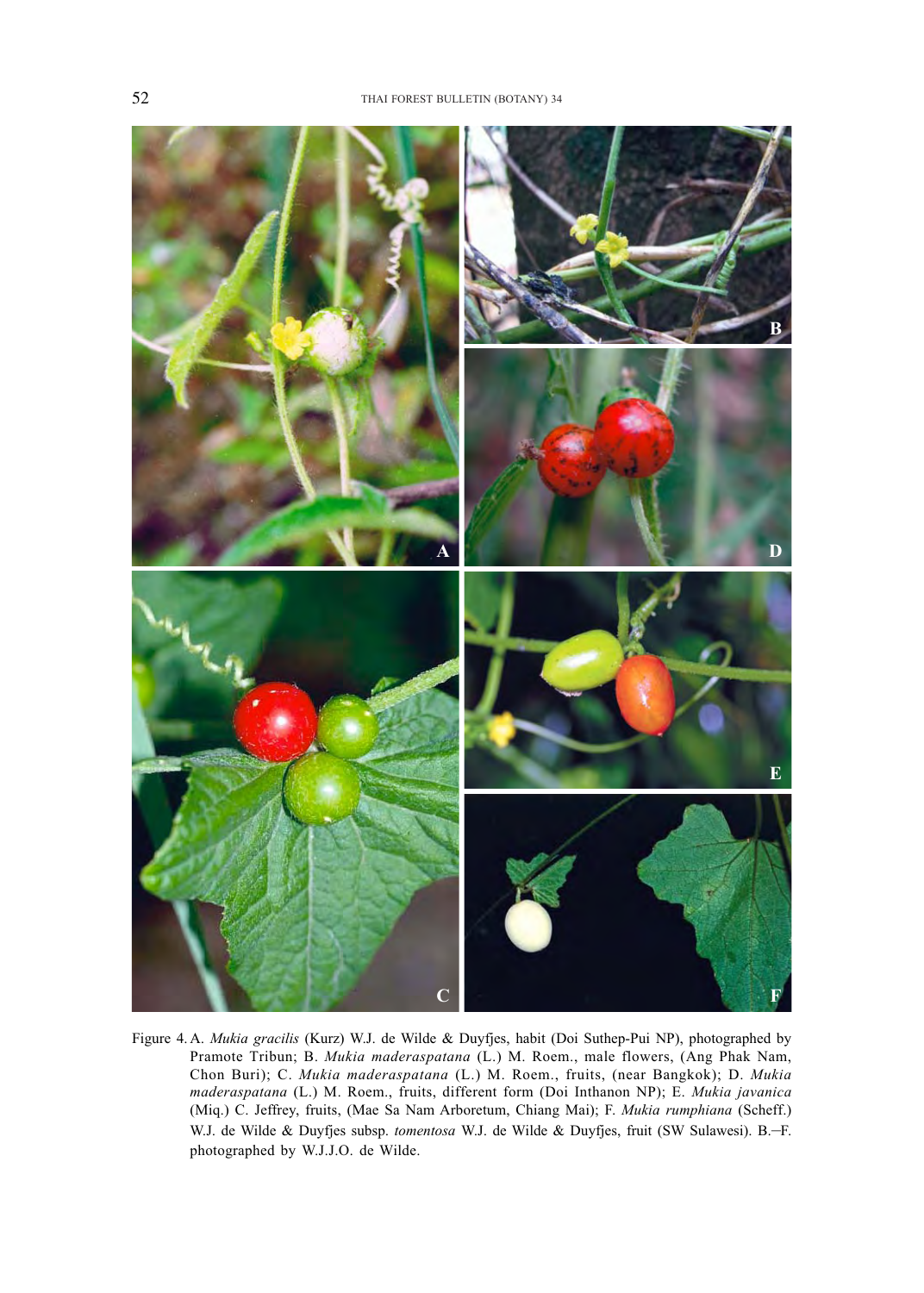Figure 4. A. *Mukia gracilis* (Kurz) W.J. de Wilde & Duyfjes, habit (Doi Suthep-Pui NP), photographed by Pramote Tribun; B. *Mukia maderaspatana* (L.) M. Roem., male flowers, (Ang Phak Nam, Chon Buri); C. *Mukia maderaspatana* (L.) M. Roem., fruits, (near Bangkok); D. *Mukia maderaspatana* (L.) M. Roem., fruits, different form (Doi Inthanon NP); E. *Mukia javanica* (Miq.) C. Jeffrey, fruits, (Mae Sa Nam Arboretum, Chiang Mai); F. *Mukia rumphiana* (Scheff.) W.J. de Wilde & Duyfjes subsp. *tomentosa* W.J. de Wilde & Duyfjes, fruit (SW Sulawesi). B.–F. photographed by W.J.J.O. de Wilde.